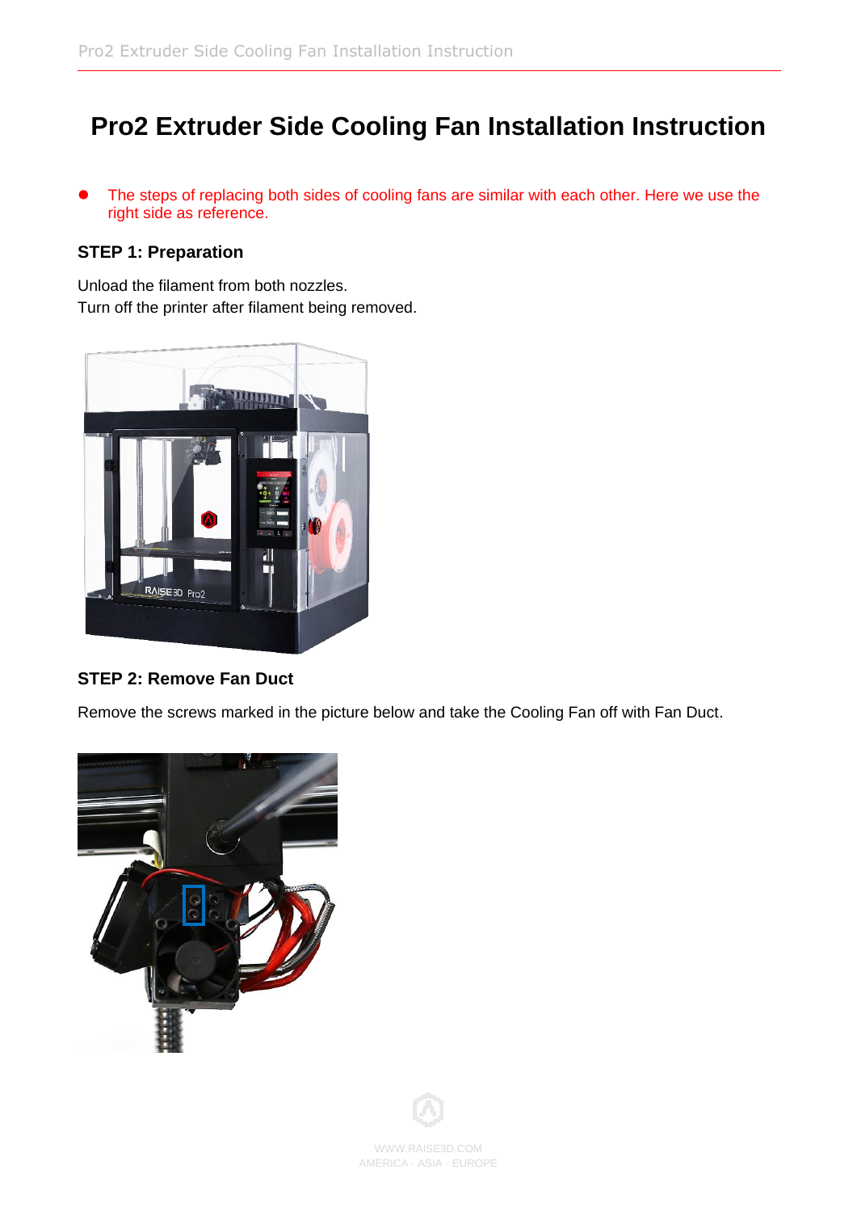# Pro2 Extruder Side Cooling Fan Installation Instruction

- The steps of replacing both sides of cooling fans are similar with each other. Here we use the right side as reference.

### STEP 1: Preparation

Unload the filament from both nozzles.
Turn off the printer after filament being removed.

### STEP 2: Remove Fan Duct

Remove the screws marked in the picture below and take the Cooling Fan off with Fan Duct.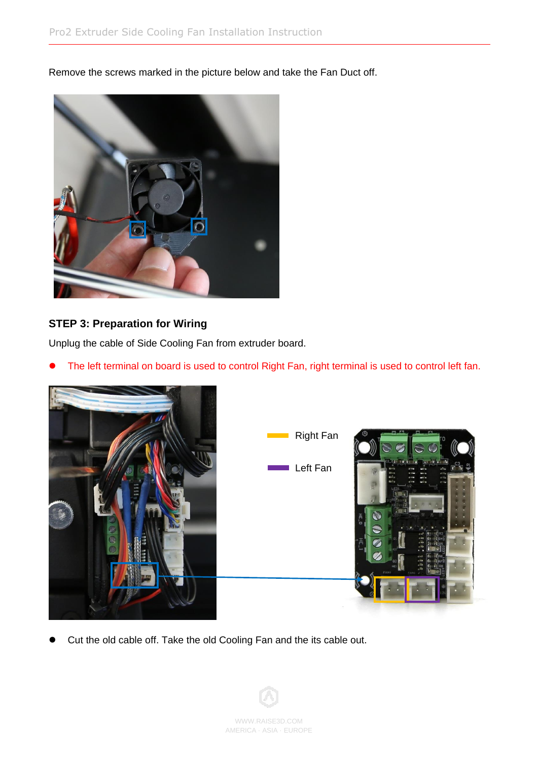Remove the screws marked in the picture below and take the Fan Duct off.

**STEP 3: Preparation for Wiring**

Unplug the cable of Side Cooling Fan from extruder board.

- The left terminal on board is used to control Right Fan, right terminal is used to control left fan.

- Cut the old cable off. Take the old Cooling Fan and the its cable out.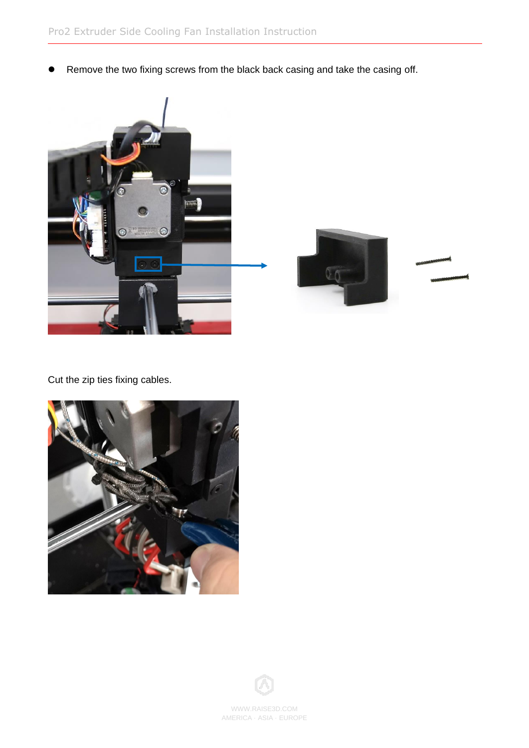- Remove the two fixing screws from the black back casing and take the casing off.

Cut the zip ties fixing cables.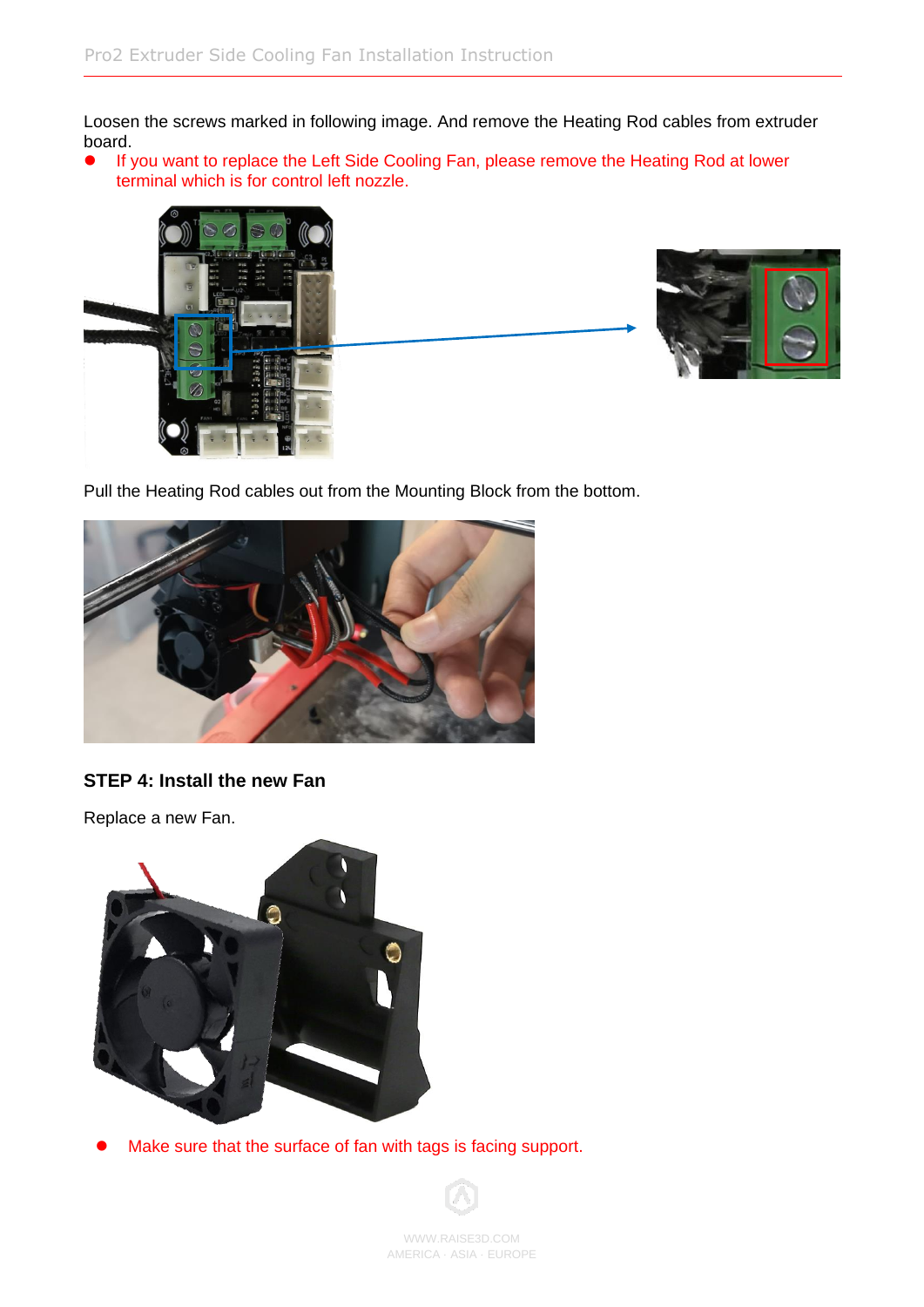Loosen the screws marked in following image. And remove the Heating Rod cables from extruder board.

- If you want to replace the Left Side Cooling Fan, please remove the Heating Rod at lower terminal which is for control left nozzle.

Pull the Heating Rod cables out from the Mounting Block from the bottom.

**STEP 4: Install the new Fan**

Replace a new Fan.

- Make sure that the surface of fan with tags is facing support.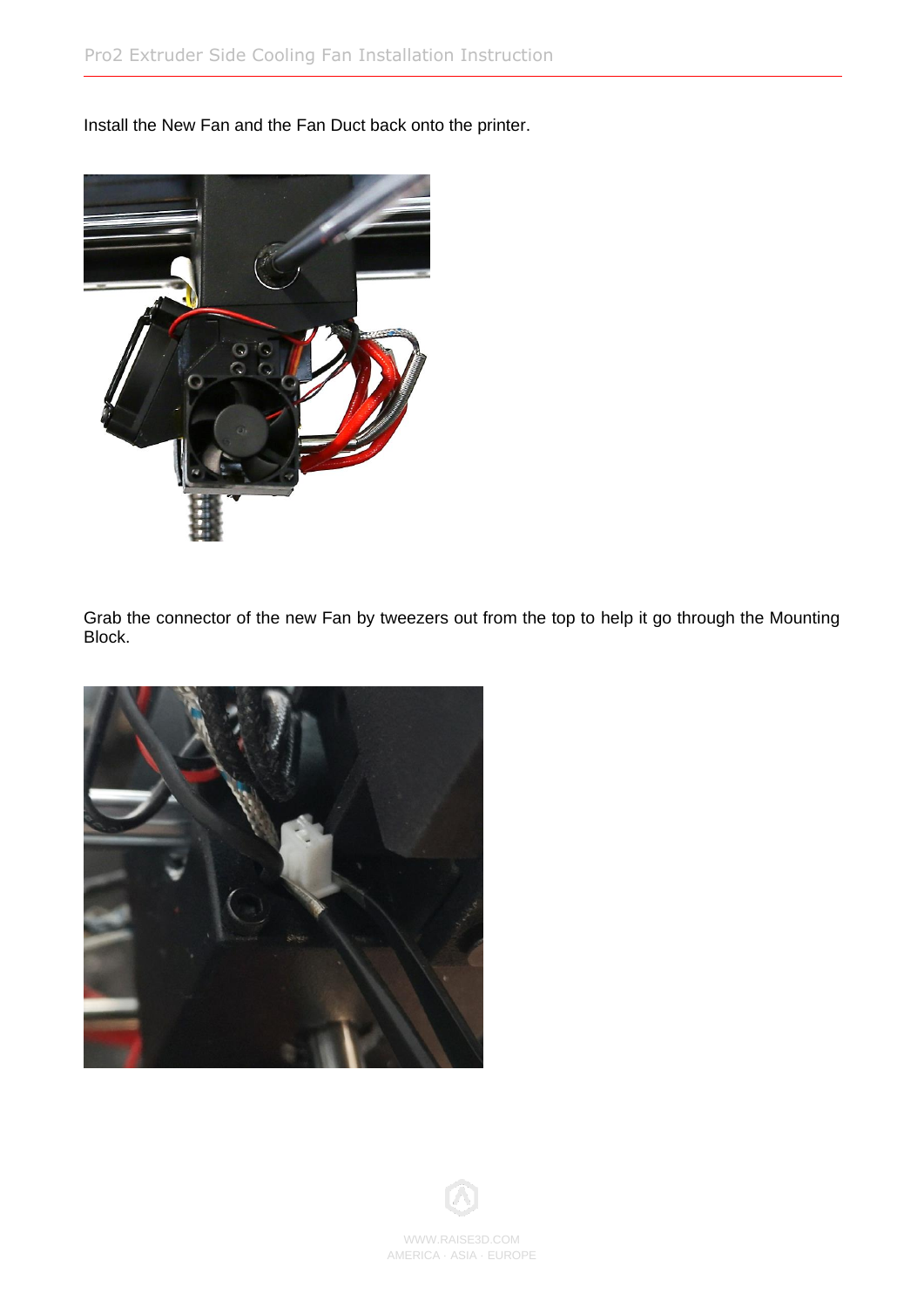Install the New Fan and the Fan Duct back onto the printer.

Grab the connector of the new Fan by tweezers out from the top to help it go through the Mounting Block.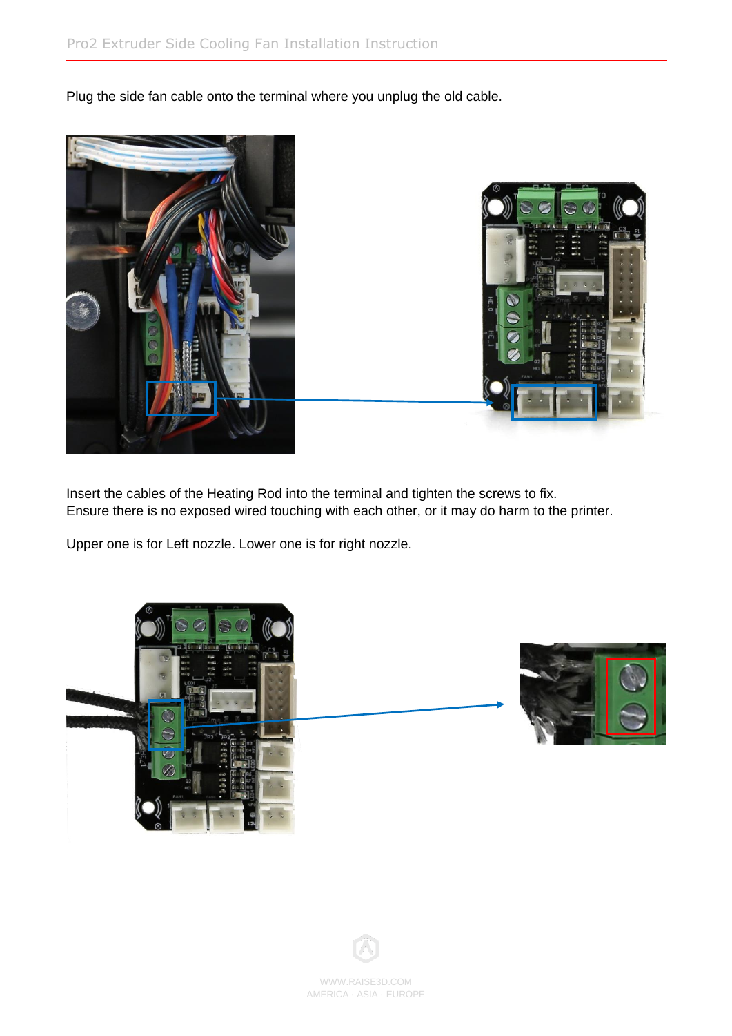Plug the side fan cable onto the terminal where you unplug the old cable.

Insert the cables of the Heating Rod into the terminal and tighten the screws to fix.
Ensure there is no exposed wired touching with each other, or it may do harm to the printer.

Upper one is for Left nozzle. Lower one is for right nozzle.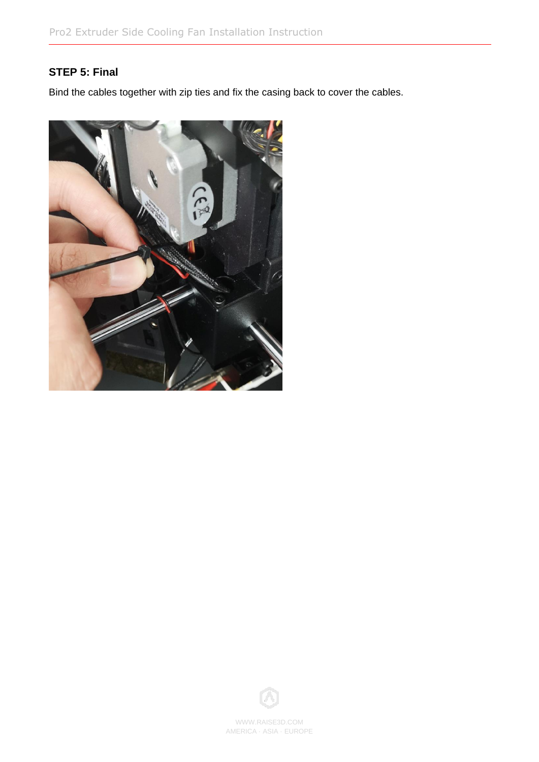## STEP 5: Final

Bind the cables together with zip ties and fix the casing back to cover the cables.